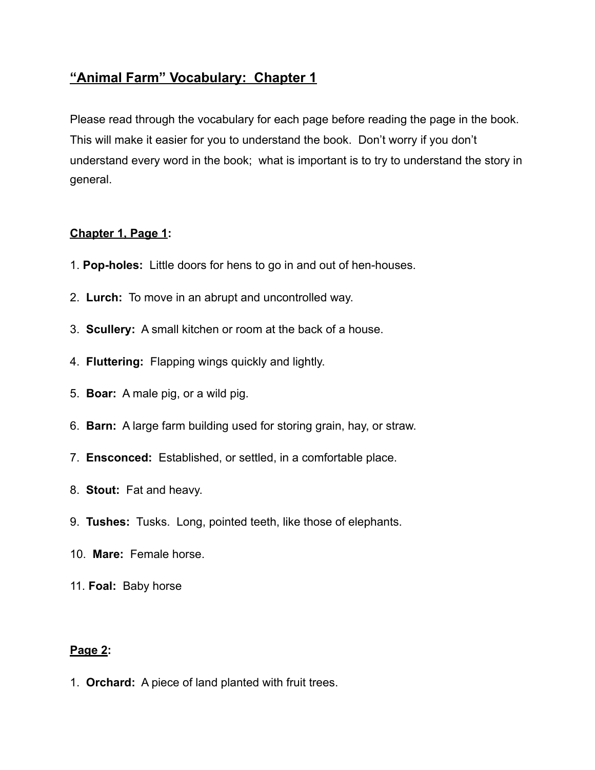# “Animal Farm” Vocabulary: Chapter 1

Please read through the vocabulary for each page before reading the page in the book. This will make it easier for you to understand the book. Don’t worry if you don’t understand every word in the book; what is important is to try to understand the story in general.

## Chapter 1, Page 1:

1. **Pop-holes:** Little doors for hens to go in and out of hen-houses.
2. **Lurch:** To move in an abrupt and uncontrolled way.
3. **Scullery:** A small kitchen or room at the back of a house.
4. **Fluttering:** Flapping wings quickly and lightly.
5. **Boar:** A male pig, or a wild pig.
6. **Barn:** A large farm building used for storing grain, hay, or straw.
7. **Ensconced:** Established, or settled, in a comfortable place.
8. **Stout:** Fat and heavy.
9. **Tushes:** Tusks. Long, pointed teeth, like those of elephants.
10. **Mare:** Female horse.
11. **Foal:** Baby horse

## Page 2:

1. **Orchard:** A piece of land planted with fruit trees.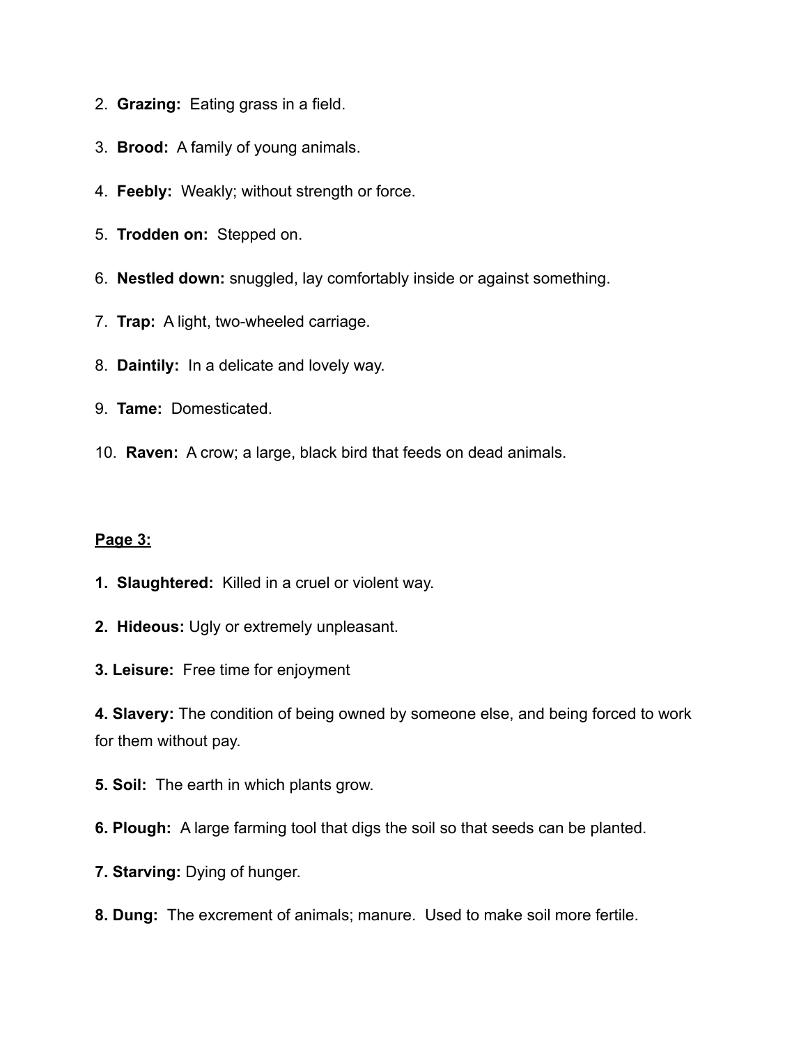2. **Grazing:** Eating grass in a field.

3. **Brood:** A family of young animals.

4. **Feebly:** Weakly; without strength or force.

5. **Trodden on:** Stepped on.

6. **Nestled down:** snuggled, lay comfortably inside or against something.

7. **Trap:** A light, two-wheeled carriage.

8. **Daintily:** In a delicate and lovely way.

9. **Tame:** Domesticated.

10. **Raven:** A crow; a large, black bird that feeds on dead animals.

**<u>Page 3:</u>**

**1. Slaughtered:** Killed in a cruel or violent way.

**2. Hideous:** Ugly or extremely unpleasant.

**3. Leisure:** Free time for enjoyment

**4. Slavery:** The condition of being owned by someone else, and being forced to work for them without pay.

**5. Soil:** The earth in which plants grow.

**6. Plough:** A large farming tool that digs the soil so that seeds can be planted.

**7. Starving:** Dying of hunger.

**8. Dung:** The excrement of animals; manure. Used to make soil more fertile.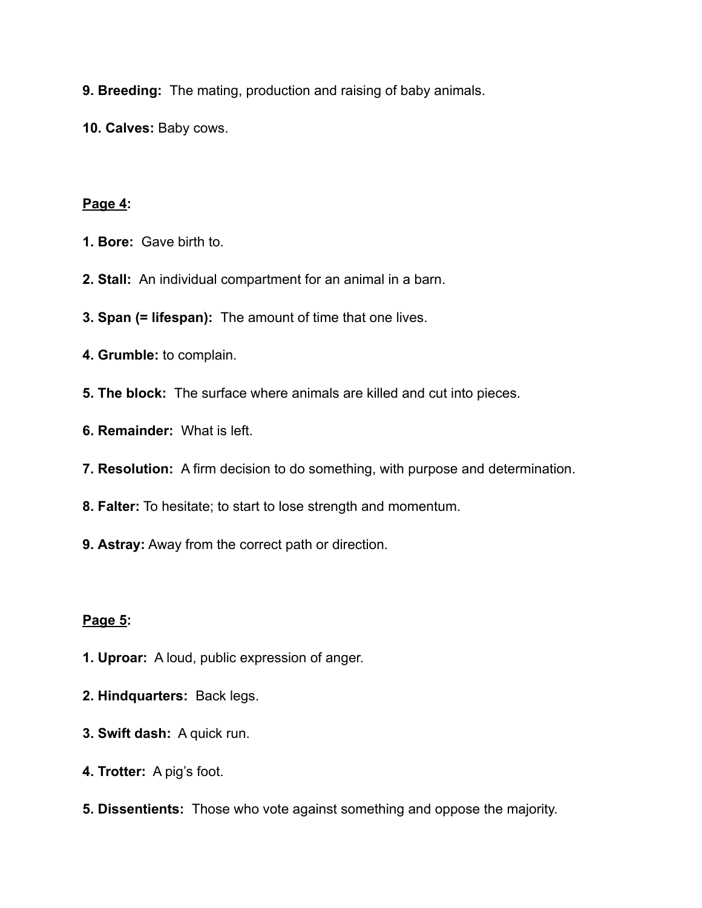**9. Breeding:** The mating, production and raising of baby animals.

**10. Calves:** Baby cows.

**Page 4:**

**1. Bore:** Gave birth to.

**2. Stall:** An individual compartment for an animal in a barn.

**3. Span (= lifespan):** The amount of time that one lives.

**4. Grumble:** to complain.

**5. The block:** The surface where animals are killed and cut into pieces.

**6. Remainder:** What is left.

**7. Resolution:** A firm decision to do something, with purpose and determination.

**8. Falter:** To hesitate; to start to lose strength and momentum.

**9. Astray:** Away from the correct path or direction.

**Page 5:**

**1. Uproar:** A loud, public expression of anger.

**2. Hindquarters:** Back legs.

**3. Swift dash:** A quick run.

**4. Trotter:** A pig's foot.

**5. Dissentients:** Those who vote against something and oppose the majority.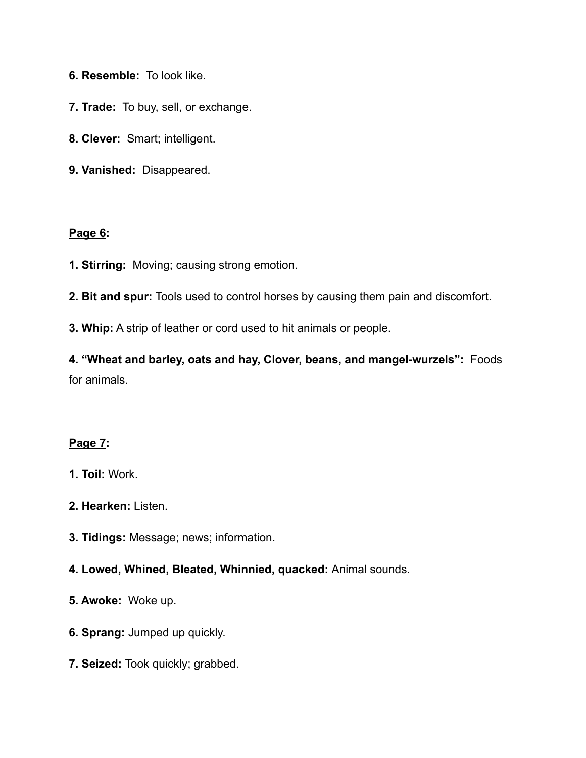**6. Resemble:** To look like.

**7. Trade:** To buy, sell, or exchange.

**8. Clever:** Smart; intelligent.

**9. Vanished:** Disappeared.

**<u>Page 6</u>:**

**1. Stirring:** Moving; causing strong emotion.

**2. Bit and spur:** Tools used to control horses by causing them pain and discomfort.

**3. Whip:** A strip of leather or cord used to hit animals or people.

**4. "Wheat and barley, oats and hay, Clover, beans, and mangel-wurzels":** Foods for animals.

**<u>Page 7</u>:**

**1. Toil:** Work.

**2. Hearken:** Listen.

**3. Tidings:** Message; news; information.

**4. Lowed, Whined, Bleated, Whinnied, quacked:** Animal sounds.

**5. Awoke:** Woke up.

**6. Sprang:** Jumped up quickly.

**7. Seized:** Took quickly; grabbed.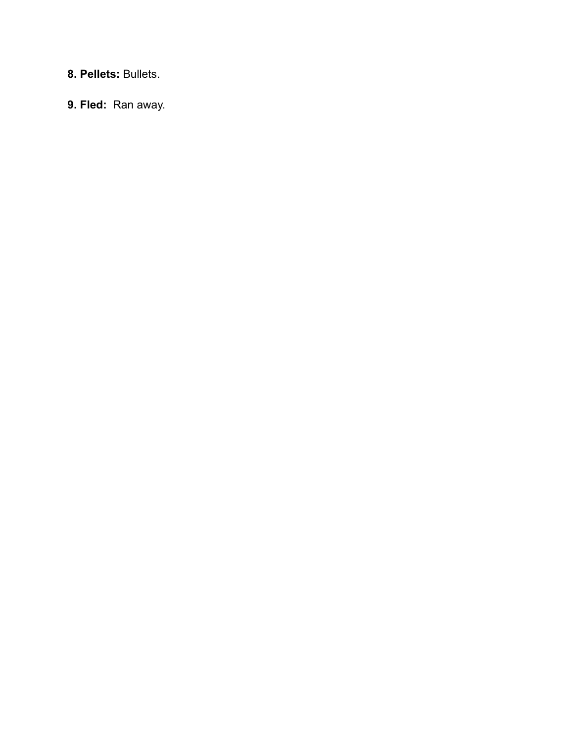**8. Pellets:** Bullets.

**9. Fled:** Ran away.